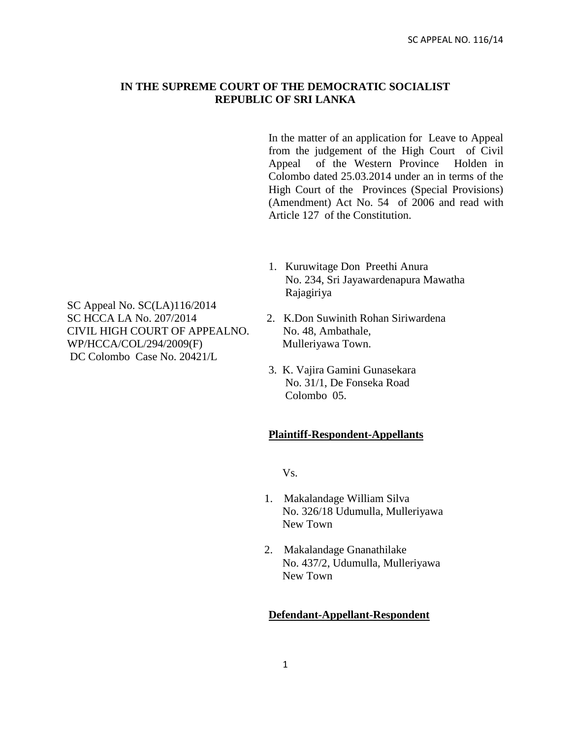# IN THE SUPREME COURT OF THE DEMOCRATIC SOCIALIST REPUBLIC OF SRI LANKA

In the matter of an application for Leave to Appeal from the judgement of the High Court of Civil Appeal of the Western Province Holden in Colombo dated 25.03.2014 under an in terms of the High Court of the Provinces (Special Provisions) (Amendment) Act No. 54 of 2006 and read with Article 127 of the Constitution.

SC Appeal No. SC(LA)116/2014
SC HCCA LA No. 207/2014
CIVIL HIGH COURT OF APPEALNO. WP/HCCA/COL/294/2009(F)
DC Colombo Case No. 20421/L

1. Kuruwitage Don Preethi Anura
   No. 234, Sri Jayawardenapura Mawatha
   Rajagiriya

2. K.Don Suwinith Rohan Siriwardena
   No. 48, Ambathale,
   Mulleriyawa Town.

3. K. Vajira Gamini Gunasekara
   No. 31/1, De Fonseka Road
   Colombo 05.

**Plaintiff-Respondent-Appellants**

Vs.

1. Makalandage William Silva
   No. 326/18 Udumulla, Mulleriyawa
   New Town

2. Makalandage Gnanathilake
   No. 437/2, Udumulla, Mulleriyawa
   New Town

**Defendant-Appellant-Respondent**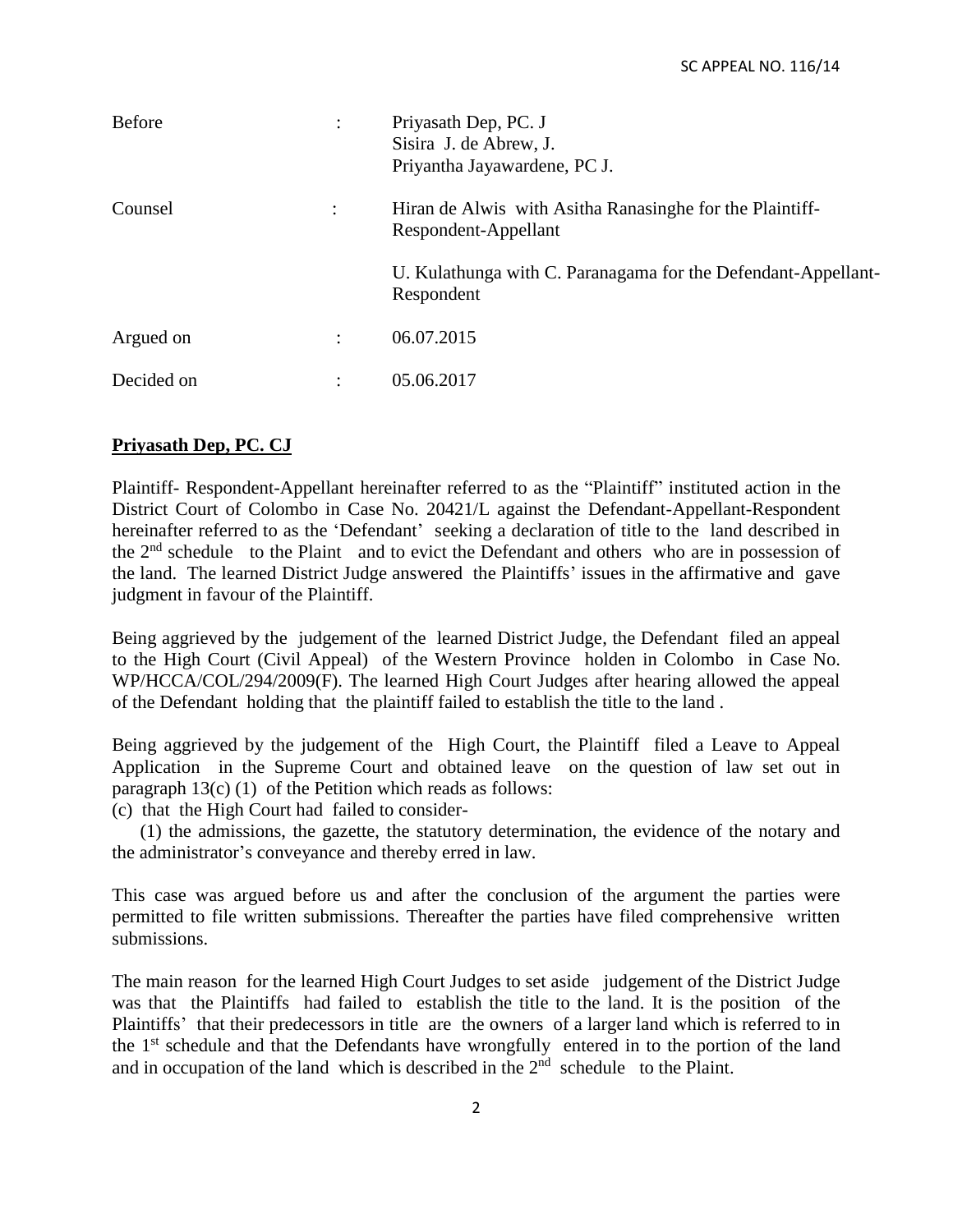| | | |
|---|---|---|
| Before | : | Priyasath Dep, PC. J<br>Sisira J. de Abrew, J.<br>Priyantha Jayawardene, PC J. |
| Counsel | : | Hiran de Alwis with Asitha Ranasinghe for the Plaintiff-Respondent-Appellant<br><br>U. Kulathunga with C. Paranagama for the Defendant-Appellant-Respondent |
| Argued on | : | 06.07.2015 |
| Decided on | : | 05.06.2017 |

**Priyasath Dep, PC. CJ**

Plaintiff- Respondent-Appellant hereinafter referred to as the "Plaintiff" instituted action in the District Court of Colombo in Case No. 20421/L against the Defendant-Appellant-Respondent hereinafter referred to as the 'Defendant' seeking a declaration of title to the land described in the 2nd schedule to the Plaint and to evict the Defendant and others who are in possession of the land. The learned District Judge answered the Plaintiffs' issues in the affirmative and gave judgment in favour of the Plaintiff.

Being aggrieved by the judgement of the learned District Judge, the Defendant filed an appeal to the High Court (Civil Appeal) of the Western Province holden in Colombo in Case No. WP/HCCA/COL/294/2009(F). The learned High Court Judges after hearing allowed the appeal of the Defendant holding that the plaintiff failed to establish the title to the land .

Being aggrieved by the judgement of the High Court, the Plaintiff filed a Leave to Appeal Application in the Supreme Court and obtained leave on the question of law set out in paragraph 13(c) (1) of the Petition which reads as follows:

(c) that the High Court had failed to consider-

(1) the admissions, the gazette, the statutory determination, the evidence of the notary and the administrator's conveyance and thereby erred in law.

This case was argued before us and after the conclusion of the argument the parties were permitted to file written submissions. Thereafter the parties have filed comprehensive written submissions.

The main reason for the learned High Court Judges to set aside judgement of the District Judge was that the Plaintiffs had failed to establish the title to the land. It is the position of the Plaintiffs' that their predecessors in title are the owners of a larger land which is referred to in the 1st schedule and that the Defendants have wrongfully entered in to the portion of the land and in occupation of the land which is described in the 2nd schedule to the Plaint.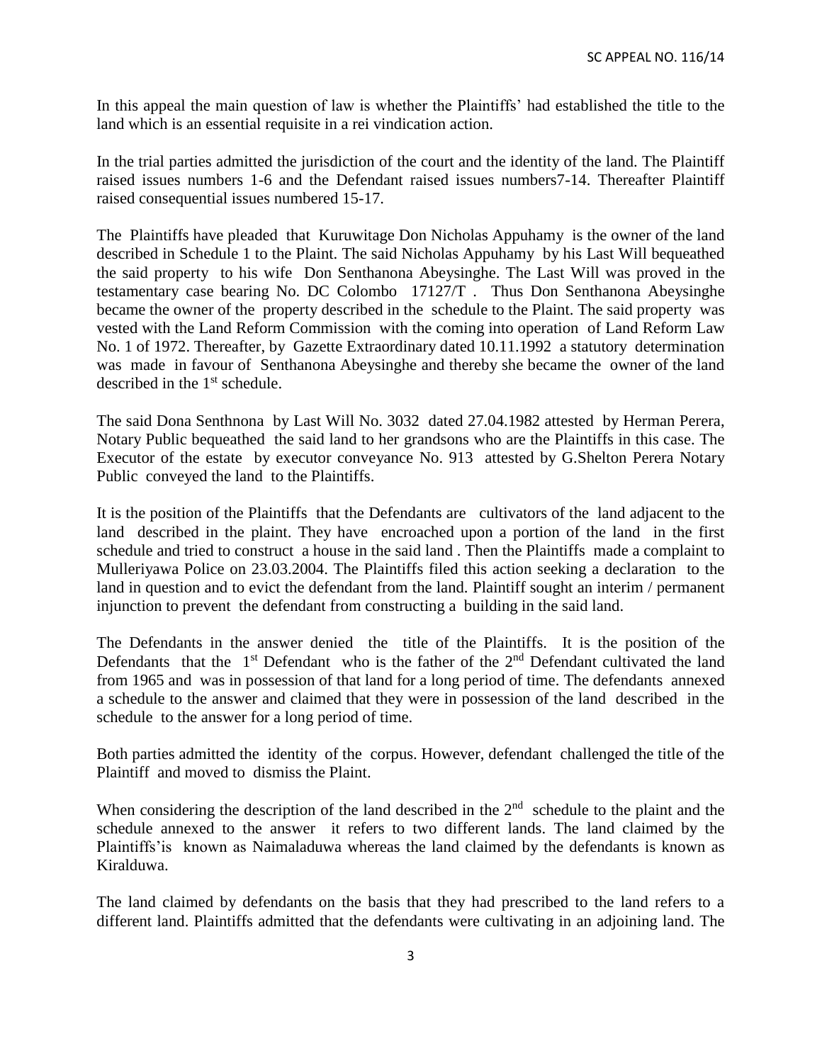In this appeal the main question of law is whether the Plaintiffs' had established the title to the land which is an essential requisite in a rei vindication action.

In the trial parties admitted the jurisdiction of the court and the identity of the land. The Plaintiff raised issues numbers 1-6 and the Defendant raised issues numbers7-14. Thereafter Plaintiff raised consequential issues numbered 15-17.

The Plaintiffs have pleaded that Kuruwitage Don Nicholas Appuhamy is the owner of the land described in Schedule 1 to the Plaint. The said Nicholas Appuhamy by his Last Will bequeathed the said property to his wife Don Senthanona Abeysinghe. The Last Will was proved in the testamentary case bearing No. DC Colombo 17127/T . Thus Don Senthanona Abeysinghe became the owner of the property described in the schedule to the Plaint. The said property was vested with the Land Reform Commission with the coming into operation of Land Reform Law No. 1 of 1972. Thereafter, by Gazette Extraordinary dated 10.11.1992 a statutory determination was made in favour of Senthanona Abeysinghe and thereby she became the owner of the land described in the 1st schedule.

The said Dona Senthnona by Last Will No. 3032 dated 27.04.1982 attested by Herman Perera, Notary Public bequeathed the said land to her grandsons who are the Plaintiffs in this case. The Executor of the estate by executor conveyance No. 913 attested by G.Shelton Perera Notary Public conveyed the land to the Plaintiffs.

It is the position of the Plaintiffs that the Defendants are cultivators of the land adjacent to the land described in the plaint. They have encroached upon a portion of the land in the first schedule and tried to construct a house in the said land . Then the Plaintiffs made a complaint to Mulleriyawa Police on 23.03.2004. The Plaintiffs filed this action seeking a declaration to the land in question and to evict the defendant from the land. Plaintiff sought an interim / permanent injunction to prevent the defendant from constructing a building in the said land.

The Defendants in the answer denied the title of the Plaintiffs. It is the position of the Defendants that the 1st Defendant who is the father of the 2nd Defendant cultivated the land from 1965 and was in possession of that land for a long period of time. The defendants annexed a schedule to the answer and claimed that they were in possession of the land described in the schedule to the answer for a long period of time.

Both parties admitted the identity of the corpus. However, defendant challenged the title of the Plaintiff and moved to dismiss the Plaint.

When considering the description of the land described in the 2nd schedule to the plaint and the schedule annexed to the answer it refers to two different lands. The land claimed by the Plaintiffs'is known as Naimaladuwa whereas the land claimed by the defendants is known as Kiralduwa.

The land claimed by defendants on the basis that they had prescribed to the land refers to a different land. Plaintiffs admitted that the defendants were cultivating in an adjoining land. The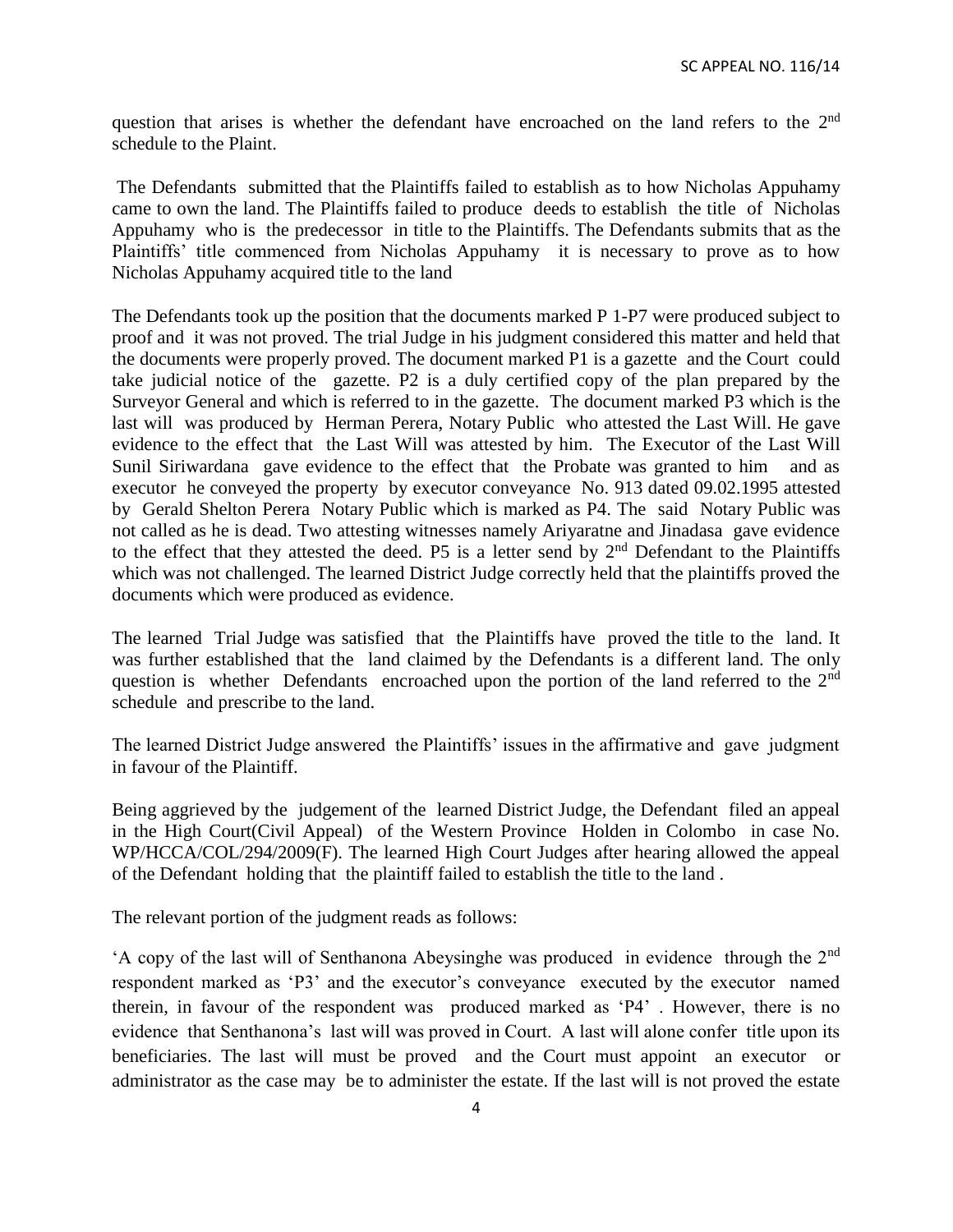question that arises is whether the defendant have encroached on the land refers to the 2nd schedule to the Plaint.

The Defendants submitted that the Plaintiffs failed to establish as to how Nicholas Appuhamy came to own the land. The Plaintiffs failed to produce deeds to establish the title of Nicholas Appuhamy who is the predecessor in title to the Plaintiffs. The Defendants submits that as the Plaintiffs' title commenced from Nicholas Appuhamy it is necessary to prove as to how Nicholas Appuhamy acquired title to the land

The Defendants took up the position that the documents marked P 1-P7 were produced subject to proof and it was not proved. The trial Judge in his judgment considered this matter and held that the documents were properly proved. The document marked P1 is a gazette and the Court could take judicial notice of the gazette. P2 is a duly certified copy of the plan prepared by the Surveyor General and which is referred to in the gazette. The document marked P3 which is the last will was produced by Herman Perera, Notary Public who attested the Last Will. He gave evidence to the effect that the Last Will was attested by him. The Executor of the Last Will Sunil Siriwardana gave evidence to the effect that the Probate was granted to him and as executor he conveyed the property by executor conveyance No. 913 dated 09.02.1995 attested by Gerald Shelton Perera Notary Public which is marked as P4. The said Notary Public was not called as he is dead. Two attesting witnesses namely Ariyaratne and Jinadasa gave evidence to the effect that they attested the deed. P5 is a letter send by 2nd Defendant to the Plaintiffs which was not challenged. The learned District Judge correctly held that the plaintiffs proved the documents which were produced as evidence.

The learned Trial Judge was satisfied that the Plaintiffs have proved the title to the land. It was further established that the land claimed by the Defendants is a different land. The only question is whether Defendants encroached upon the portion of the land referred to the 2nd schedule and prescribe to the land.

The learned District Judge answered the Plaintiffs' issues in the affirmative and gave judgment in favour of the Plaintiff.

Being aggrieved by the judgement of the learned District Judge, the Defendant filed an appeal in the High Court(Civil Appeal) of the Western Province Holden in Colombo in case No. WP/HCCA/COL/294/2009(F). The learned High Court Judges after hearing allowed the appeal of the Defendant holding that the plaintiff failed to establish the title to the land .

The relevant portion of the judgment reads as follows:

'A copy of the last will of Senthanona Abeysinghe was produced in evidence through the 2nd respondent marked as 'P3' and the executor's conveyance executed by the executor named therein, in favour of the respondent was produced marked as 'P4' . However, there is no evidence that Senthanona's last will was proved in Court. A last will alone confer title upon its beneficiaries. The last will must be proved and the Court must appoint an executor or administrator as the case may be to administer the estate. If the last will is not proved the estate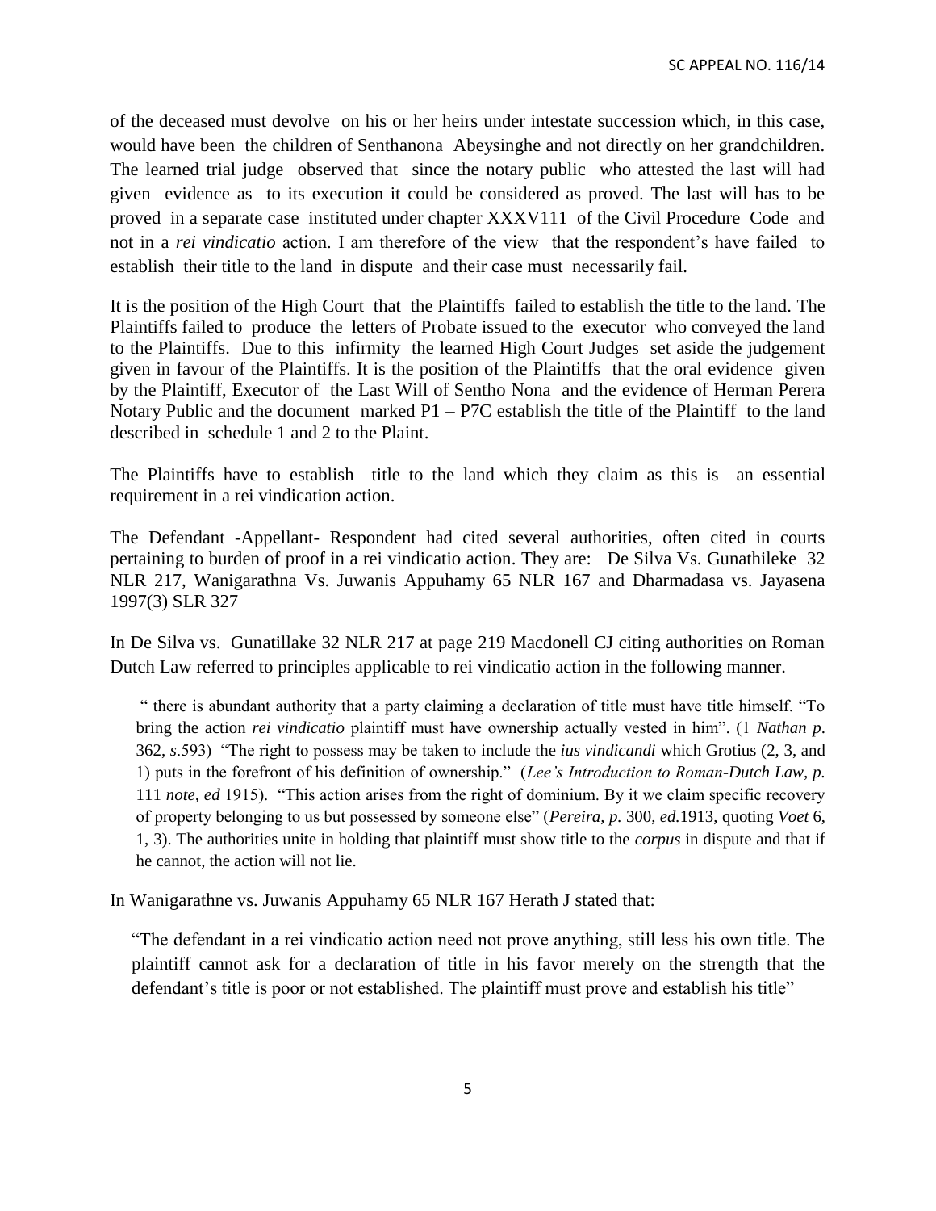of the deceased must devolve on his or her heirs under intestate succession which, in this case, would have been the children of Senthanona Abeysinghe and not directly on her grandchildren. The learned trial judge observed that since the notary public who attested the last will had given evidence as to its execution it could be considered as proved. The last will has to be proved in a separate case instituted under chapter XXXV111 of the Civil Procedure Code and not in a *rei vindicatio* action. I am therefore of the view that the respondent's have failed to establish their title to the land in dispute and their case must necessarily fail.

It is the position of the High Court that the Plaintiffs failed to establish the title to the land. The Plaintiffs failed to produce the letters of Probate issued to the executor who conveyed the land to the Plaintiffs. Due to this infirmity the learned High Court Judges set aside the judgement given in favour of the Plaintiffs. It is the position of the Plaintiffs that the oral evidence given by the Plaintiff, Executor of the Last Will of Sentho Nona and the evidence of Herman Perera Notary Public and the document marked P1 – P7C establish the title of the Plaintiff to the land described in schedule 1 and 2 to the Plaint.

The Plaintiffs have to establish title to the land which they claim as this is an essential requirement in a rei vindication action.

The Defendant -Appellant- Respondent had cited several authorities, often cited in courts pertaining to burden of proof in a rei vindicatio action. They are: De Silva Vs. Gunathileke 32 NLR 217, Wanigarathna Vs. Juwanis Appuhamy 65 NLR 167 and Dharmadasa vs. Jayasena 1997(3) SLR 327

In De Silva vs. Gunatillake 32 NLR 217 at page 219 Macdonell CJ citing authorities on Roman Dutch Law referred to principles applicable to rei vindicatio action in the following manner.

> " there is abundant authority that a party claiming a declaration of title must have title himself. "To bring the action *rei vindicatio* plaintiff must have ownership actually vested in him". (1 *Nathan p*. 362, *s*.593) "The right to possess may be taken to include the *ius vindicandi* which Grotius (2, 3, and 1) puts in the forefront of his definition of ownership." (*Lee's Introduction to Roman-Dutch Law*, *p.* 111 *note*, *ed* 1915). "This action arises from the right of dominium. By it we claim specific recovery of property belonging to us but possessed by someone else" (*Pereira, p.* 300, *ed.*1913, quoting *Voet* 6, 1, 3). The authorities unite in holding that plaintiff must show title to the *corpus* in dispute and that if he cannot, the action will not lie.

In Wanigarathne vs. Juwanis Appuhamy 65 NLR 167 Herath J stated that:

> "The defendant in a rei vindicatio action need not prove anything, still less his own title. The plaintiff cannot ask for a declaration of title in his favor merely on the strength that the defendant's title is poor or not established. The plaintiff must prove and establish his title"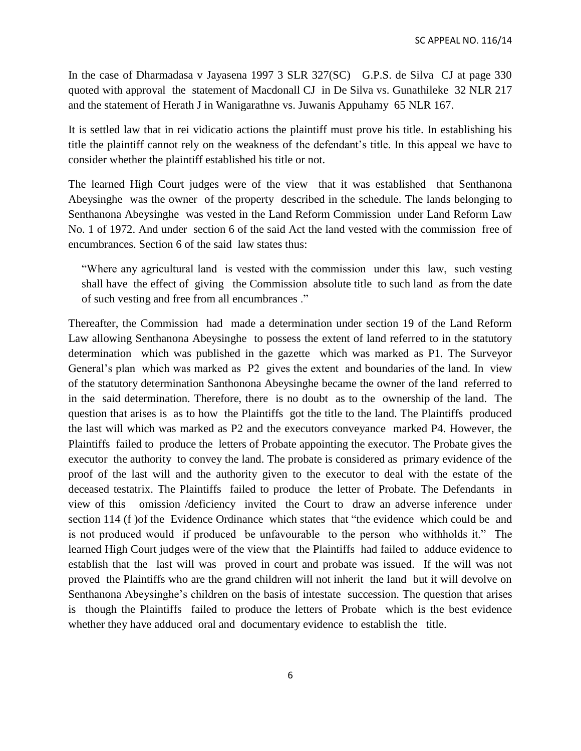In the case of Dharmadasa v Jayasena 1997 3 SLR 327(SC) G.P.S. de Silva CJ at page 330 quoted with approval the statement of Macdonall CJ in De Silva vs. Gunathileke 32 NLR 217 and the statement of Herath J in Wanigarathne vs. Juwanis Appuhamy 65 NLR 167.

It is settled law that in rei vidicatio actions the plaintiff must prove his title. In establishing his title the plaintiff cannot rely on the weakness of the defendant's title. In this appeal we have to consider whether the plaintiff established his title or not.

The learned High Court judges were of the view that it was established that Senthanona Abeysinghe was the owner of the property described in the schedule. The lands belonging to Senthanona Abeysinghe was vested in the Land Reform Commission under Land Reform Law No. 1 of 1972. And under section 6 of the said Act the land vested with the commission free of encumbrances. Section 6 of the said law states thus:

> "Where any agricultural land is vested with the commission under this law, such vesting shall have the effect of giving the Commission absolute title to such land as from the date of such vesting and free from all encumbrances ."

Thereafter, the Commission had made a determination under section 19 of the Land Reform Law allowing Senthanona Abeysinghe to possess the extent of land referred to in the statutory determination which was published in the gazette which was marked as P1. The Surveyor General's plan which was marked as P2 gives the extent and boundaries of the land. In view of the statutory determination Santhonona Abeysinghe became the owner of the land referred to in the said determination. Therefore, there is no doubt as to the ownership of the land. The question that arises is as to how the Plaintiffs got the title to the land. The Plaintiffs produced the last will which was marked as P2 and the executors conveyance marked P4. However, the Plaintiffs failed to produce the letters of Probate appointing the executor. The Probate gives the executor the authority to convey the land. The probate is considered as primary evidence of the proof of the last will and the authority given to the executor to deal with the estate of the deceased testatrix. The Plaintiffs failed to produce the letter of Probate. The Defendants in view of this omission /deficiency invited the Court to draw an adverse inference under section 114 (f )of the Evidence Ordinance which states that "the evidence which could be and is not produced would if produced be unfavourable to the person who withholds it." The learned High Court judges were of the view that the Plaintiffs had failed to adduce evidence to establish that the last will was proved in court and probate was issued. If the will was not proved the Plaintiffs who are the grand children will not inherit the land but it will devolve on Senthanona Abeysinghe's children on the basis of intestate succession. The question that arises is though the Plaintiffs failed to produce the letters of Probate which is the best evidence whether they have adduced oral and documentary evidence to establish the title.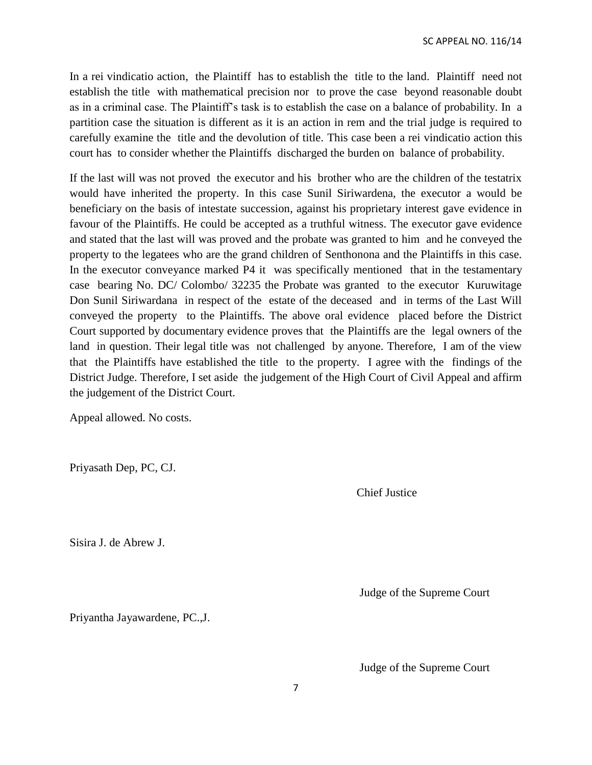In a rei vindicatio action, the Plaintiff has to establish the title to the land. Plaintiff need not establish the title with mathematical precision nor to prove the case beyond reasonable doubt as in a criminal case. The Plaintiff's task is to establish the case on a balance of probability. In a partition case the situation is different as it is an action in rem and the trial judge is required to carefully examine the title and the devolution of title. This case been a rei vindicatio action this court has to consider whether the Plaintiffs discharged the burden on balance of probability.

If the last will was not proved the executor and his brother who are the children of the testatrix would have inherited the property. In this case Sunil Siriwardena, the executor a would be beneficiary on the basis of intestate succession, against his proprietary interest gave evidence in favour of the Plaintiffs. He could be accepted as a truthful witness. The executor gave evidence and stated that the last will was proved and the probate was granted to him and he conveyed the property to the legatees who are the grand children of Senthonona and the Plaintiffs in this case. In the executor conveyance marked P4 it was specifically mentioned that in the testamentary case bearing No. DC/ Colombo/ 32235 the Probate was granted to the executor Kuruwitage Don Sunil Siriwardana in respect of the estate of the deceased and in terms of the Last Will conveyed the property to the Plaintiffs. The above oral evidence placed before the District Court supported by documentary evidence proves that the Plaintiffs are the legal owners of the land in question. Their legal title was not challenged by anyone. Therefore, I am of the view that the Plaintiffs have established the title to the property. I agree with the findings of the District Judge. Therefore, I set aside the judgement of the High Court of Civil Appeal and affirm the judgement of the District Court.

Appeal allowed. No costs.

Priyasath Dep, PC, CJ.

Chief Justice

Sisira J. de Abrew J.

Judge of the Supreme Court

Priyantha Jayawardene, PC.,J.

Judge of the Supreme Court